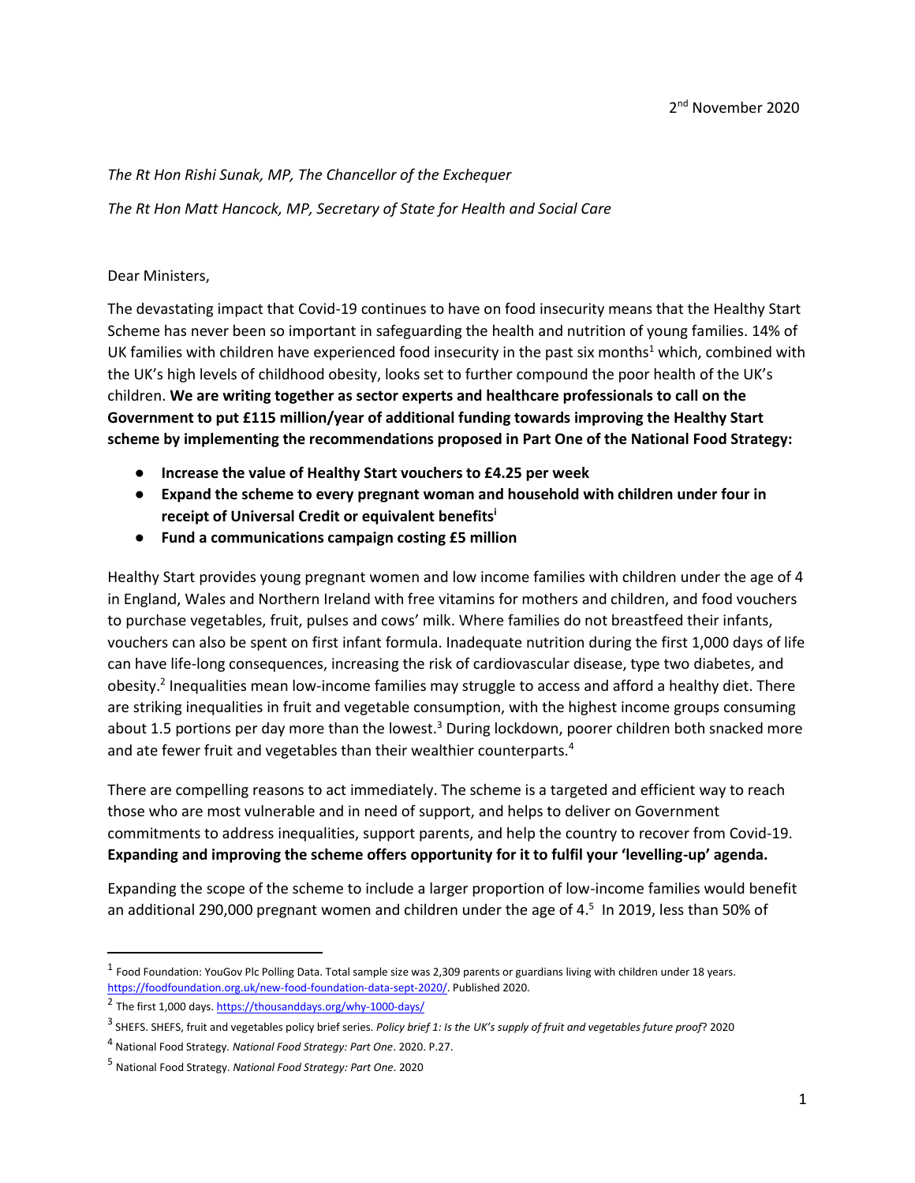2nd November 2020

*The Rt Hon Rishi Sunak, MP, The Chancellor of the Exchequer*

*The Rt Hon Matt Hancock, MP, Secretary of State for Health and Social Care*

Dear Ministers,

The devastating impact that Covid-19 continues to have on food insecurity means that the Healthy Start Scheme has never been so important in safeguarding the health and nutrition of young families. 14% of UK families with children have experienced food insecurity in the past six months[1] which, combined with the UK's high levels of childhood obesity, looks set to further compound the poor health of the UK's children. **We are writing together as sector experts and healthcare professionals to call on the Government to put £115 million/year of additional funding towards improving the Healthy Start scheme by implementing the recommendations proposed in Part One of the National Food Strategy:**

- **Increase the value of Healthy Start vouchers to £4.25 per week**
- **Expand the scheme to every pregnant woman and household with children under four in receipt of Universal Credit or equivalent benefits**[i]
- **Fund a communications campaign costing £5 million**

Healthy Start provides young pregnant women and low income families with children under the age of 4 in England, Wales and Northern Ireland with free vitamins for mothers and children, and food vouchers to purchase vegetables, fruit, pulses and cows' milk. Where families do not breastfeed their infants, vouchers can also be spent on first infant formula. Inadequate nutrition during the first 1,000 days of life can have life-long consequences, increasing the risk of cardiovascular disease, type two diabetes, and obesity.[2] Inequalities mean low-income families may struggle to access and afford a healthy diet. There are striking inequalities in fruit and vegetable consumption, with the highest income groups consuming about 1.5 portions per day more than the lowest.[3] During lockdown, poorer children both snacked more and ate fewer fruit and vegetables than their wealthier counterparts.[4]

There are compelling reasons to act immediately. The scheme is a targeted and efficient way to reach those who are most vulnerable and in need of support, and helps to deliver on Government commitments to address inequalities, support parents, and help the country to recover from Covid-19. **Expanding and improving the scheme offers opportunity for it to fulfil your 'levelling-up' agenda.**

Expanding the scope of the scheme to include a larger proportion of low-income families would benefit an additional 290,000 pregnant women and children under the age of 4.[5] In 2019, less than 50% of

---

[1] Food Foundation: YouGov Plc Polling Data. Total sample size was 2,309 parents or guardians living with children under 18 years. https://foodfoundation.org.uk/new-food-foundation-data-sept-2020/. Published 2020.

[2] The first 1,000 days. https://thousanddays.org/why-1000-days/

[3] SHEFS. SHEFS, fruit and vegetables policy brief series. *Policy brief 1: Is the UK's supply of fruit and vegetables future proof*? 2020

[4] National Food Strategy. *National Food Strategy: Part One*. 2020. P.27.

[5] National Food Strategy. *National Food Strategy: Part One*. 2020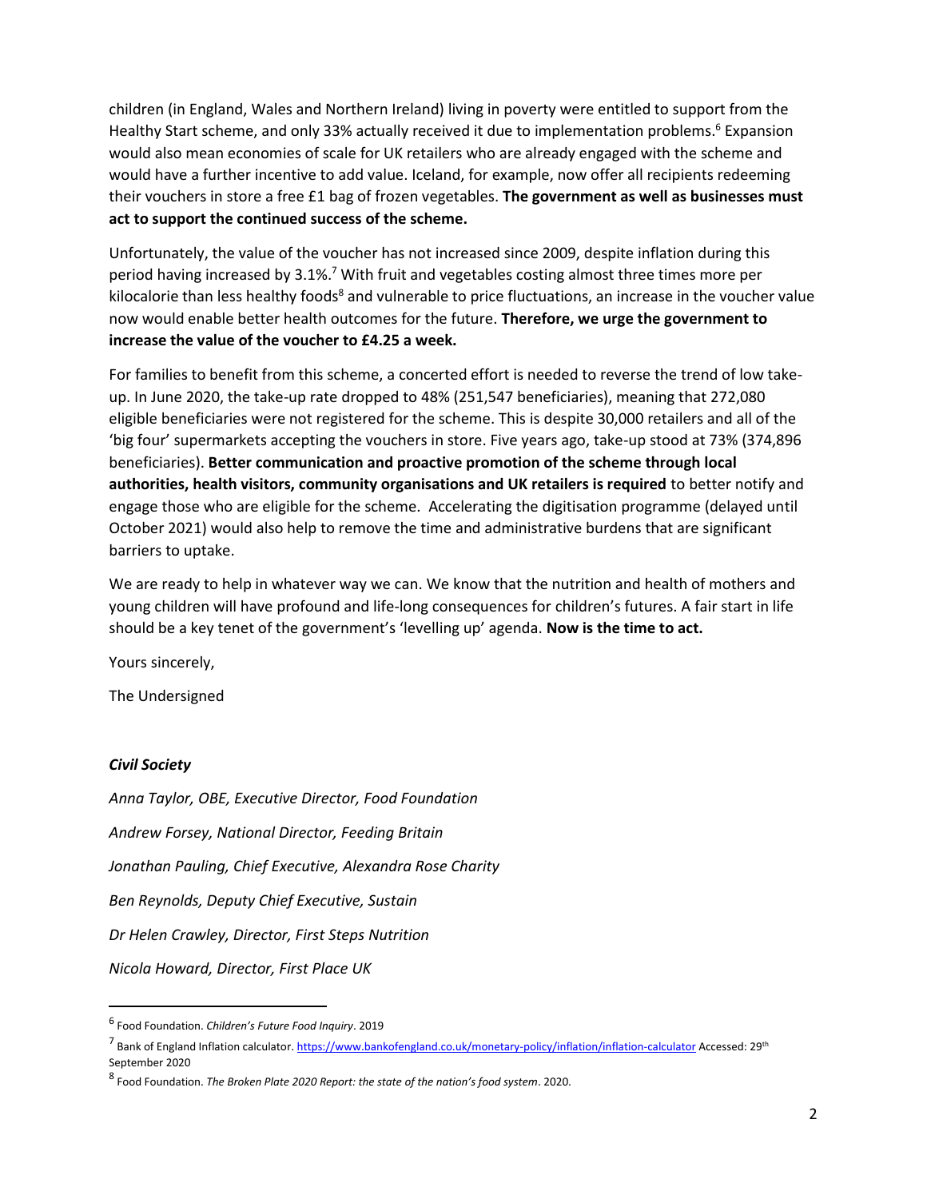children (in England, Wales and Northern Ireland) living in poverty were entitled to support from the Healthy Start scheme, and only 33% actually received it due to implementation problems.[6] Expansion would also mean economies of scale for UK retailers who are already engaged with the scheme and would have a further incentive to add value. Iceland, for example, now offer all recipients redeeming their vouchers in store a free £1 bag of frozen vegetables. **The government as well as businesses must act to support the continued success of the scheme.**

Unfortunately, the value of the voucher has not increased since 2009, despite inflation during this period having increased by 3.1%.[7] With fruit and vegetables costing almost three times more per kilocalorie than less healthy foods[8] and vulnerable to price fluctuations, an increase in the voucher value now would enable better health outcomes for the future. **Therefore, we urge the government to increase the value of the voucher to £4.25 a week.**

For families to benefit from this scheme, a concerted effort is needed to reverse the trend of low take-up. In June 2020, the take-up rate dropped to 48% (251,547 beneficiaries), meaning that 272,080 eligible beneficiaries were not registered for the scheme. This is despite 30,000 retailers and all of the 'big four' supermarkets accepting the vouchers in store. Five years ago, take-up stood at 73% (374,896 beneficiaries). **Better communication and proactive promotion of the scheme through local authorities, health visitors, community organisations and UK retailers is required** to better notify and engage those who are eligible for the scheme. Accelerating the digitisation programme (delayed until October 2021) would also help to remove the time and administrative burdens that are significant barriers to uptake.

We are ready to help in whatever way we can. We know that the nutrition and health of mothers and young children will have profound and life-long consequences for children's futures. A fair start in life should be a key tenet of the government's 'levelling up' agenda. **Now is the time to act.**

Yours sincerely,

The Undersigned

***Civil Society***

*Anna Taylor, OBE, Executive Director, Food Foundation*

*Andrew Forsey, National Director, Feeding Britain*

*Jonathan Pauling, Chief Executive, Alexandra Rose Charity*

*Ben Reynolds, Deputy Chief Executive, Sustain*

*Dr Helen Crawley, Director, First Steps Nutrition*

*Nicola Howard, Director, First Place UK*

---

[6] Food Foundation. *Children's Future Food Inquiry*. 2019

[7] Bank of England Inflation calculator. https://www.bankofengland.co.uk/monetary-policy/inflation/inflation-calculator Accessed: 29th September 2020

[8] Food Foundation. *The Broken Plate 2020 Report: the state of the nation's food system*. 2020.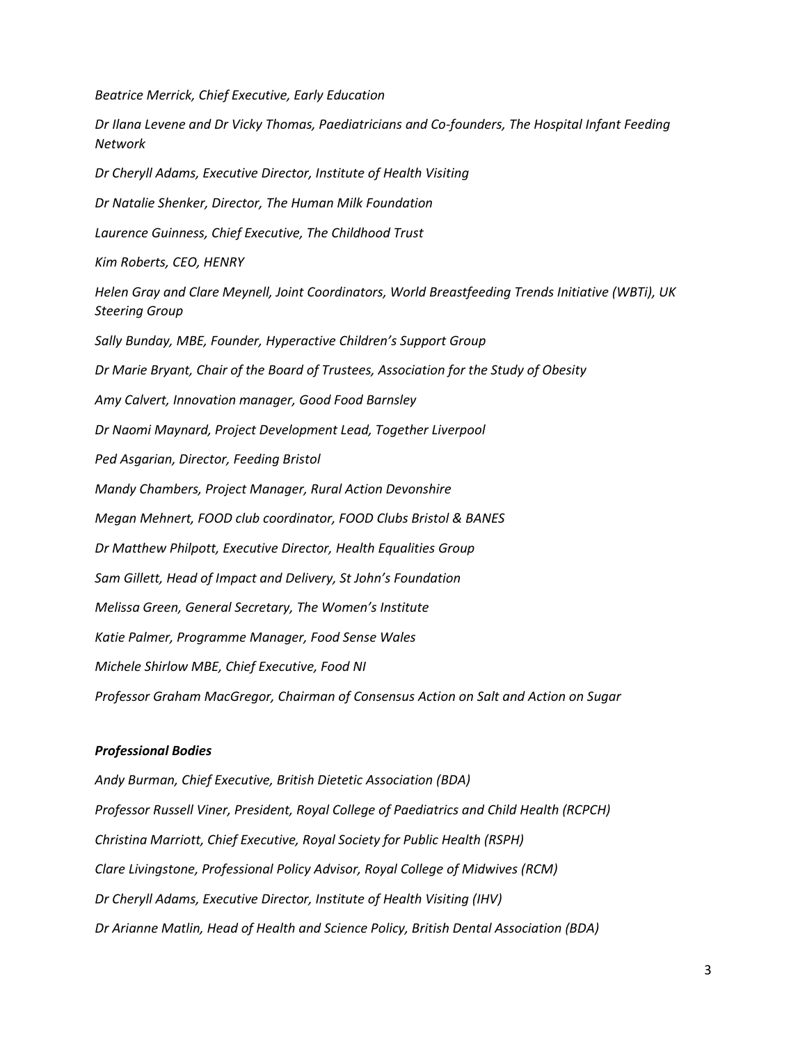*Beatrice Merrick, Chief Executive, Early Education*

*Dr Ilana Levene and Dr Vicky Thomas, Paediatricians and Co-founders, The Hospital Infant Feeding Network*

*Dr Cheryll Adams, Executive Director, Institute of Health Visiting*

*Dr Natalie Shenker, Director, The Human Milk Foundation*

*Laurence Guinness, Chief Executive, The Childhood Trust*

*Kim Roberts, CEO, HENRY*

*Helen Gray and Clare Meynell, Joint Coordinators, World Breastfeeding Trends Initiative (WBTi), UK Steering Group*

*Sally Bunday, MBE, Founder, Hyperactive Children's Support Group*

*Dr Marie Bryant, Chair of the Board of Trustees, Association for the Study of Obesity*

*Amy Calvert, Innovation manager, Good Food Barnsley*

*Dr Naomi Maynard, Project Development Lead, Together Liverpool*

*Ped Asgarian, Director, Feeding Bristol*

*Mandy Chambers, Project Manager, Rural Action Devonshire*

*Megan Mehnert, FOOD club coordinator, FOOD Clubs Bristol & BANES*

*Dr Matthew Philpott, Executive Director, Health Equalities Group*

*Sam Gillett, Head of Impact and Delivery, St John's Foundation*

*Melissa Green, General Secretary, The Women's Institute*

*Katie Palmer, Programme Manager, Food Sense Wales*

*Michele Shirlow MBE, Chief Executive, Food NI*

*Professor Graham MacGregor, Chairman of Consensus Action on Salt and Action on Sugar*

***Professional Bodies***

*Andy Burman, Chief Executive, British Dietetic Association (BDA)*

*Professor Russell Viner, President, Royal College of Paediatrics and Child Health (RCPCH)*

*Christina Marriott, Chief Executive, Royal Society for Public Health (RSPH)*

*Clare Livingstone, Professional Policy Advisor, Royal College of Midwives (RCM)*

*Dr Cheryll Adams, Executive Director, Institute of Health Visiting (IHV)*

*Dr Arianne Matlin, Head of Health and Science Policy, British Dental Association (BDA)*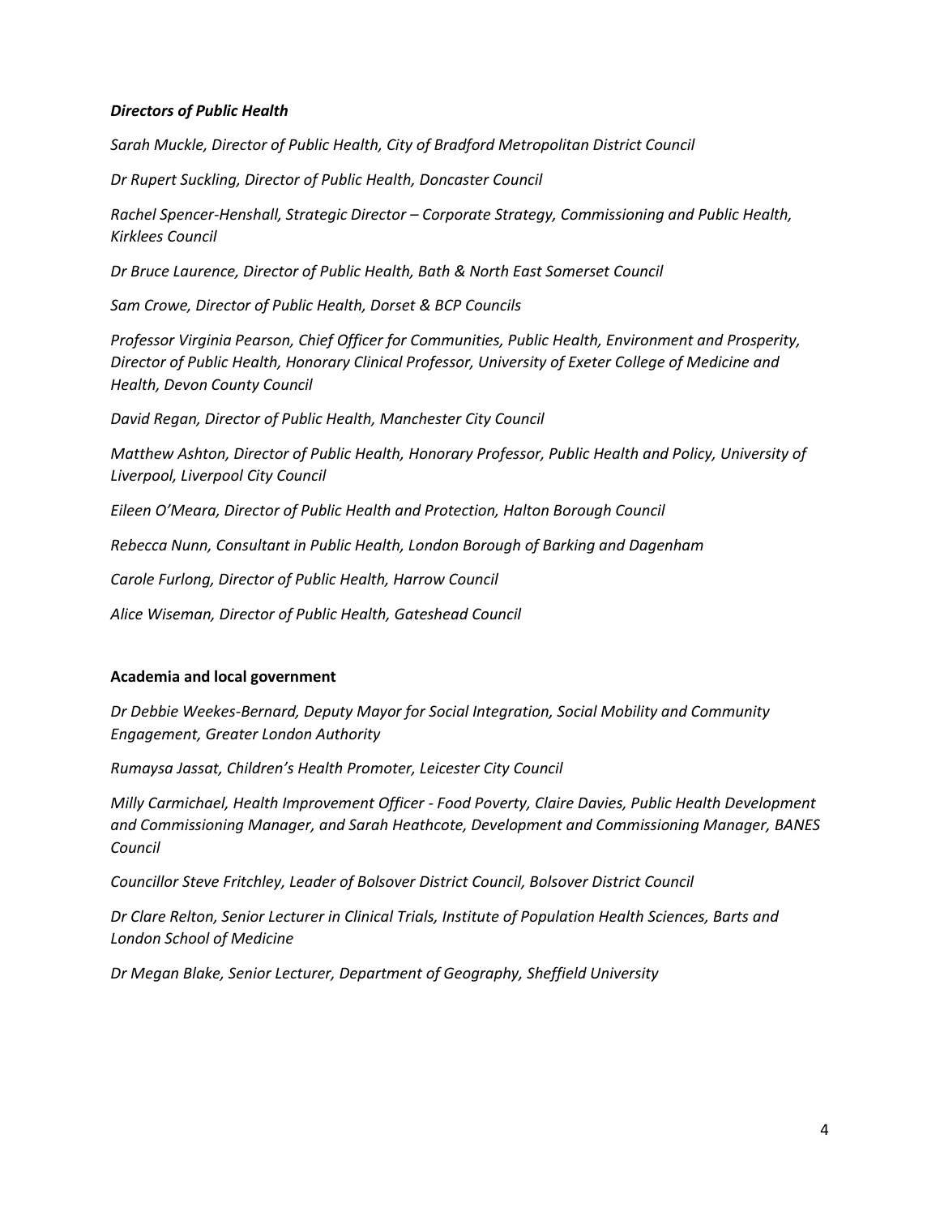### *Directors of Public Health*

*Sarah Muckle, Director of Public Health, City of Bradford Metropolitan District Council*

*Dr Rupert Suckling, Director of Public Health, Doncaster Council*

*Rachel Spencer-Henshall, Strategic Director – Corporate Strategy, Commissioning and Public Health, Kirklees Council*

*Dr Bruce Laurence, Director of Public Health, Bath & North East Somerset Council*

*Sam Crowe, Director of Public Health, Dorset & BCP Councils*

*Professor Virginia Pearson, Chief Officer for Communities, Public Health, Environment and Prosperity, Director of Public Health, Honorary Clinical Professor, University of Exeter College of Medicine and Health, Devon County Council*

*David Regan, Director of Public Health, Manchester City Council*

*Matthew Ashton, Director of Public Health, Honorary Professor, Public Health and Policy, University of Liverpool, Liverpool City Council*

*Eileen O'Meara, Director of Public Health and Protection, Halton Borough Council*

*Rebecca Nunn, Consultant in Public Health, London Borough of Barking and Dagenham*

*Carole Furlong, Director of Public Health, Harrow Council*

*Alice Wiseman, Director of Public Health, Gateshead Council*

### **Academia and local government**

*Dr Debbie Weekes-Bernard, Deputy Mayor for Social Integration, Social Mobility and Community Engagement, Greater London Authority*

*Rumaysa Jassat, Children's Health Promoter, Leicester City Council*

*Milly Carmichael, Health Improvement Officer - Food Poverty, Claire Davies, Public Health Development and Commissioning Manager, and Sarah Heathcote, Development and Commissioning Manager, BANES Council*

*Councillor Steve Fritchley, Leader of Bolsover District Council, Bolsover District Council*

*Dr Clare Relton, Senior Lecturer in Clinical Trials, Institute of Population Health Sciences, Barts and London School of Medicine*

*Dr Megan Blake, Senior Lecturer, Department of Geography, Sheffield University*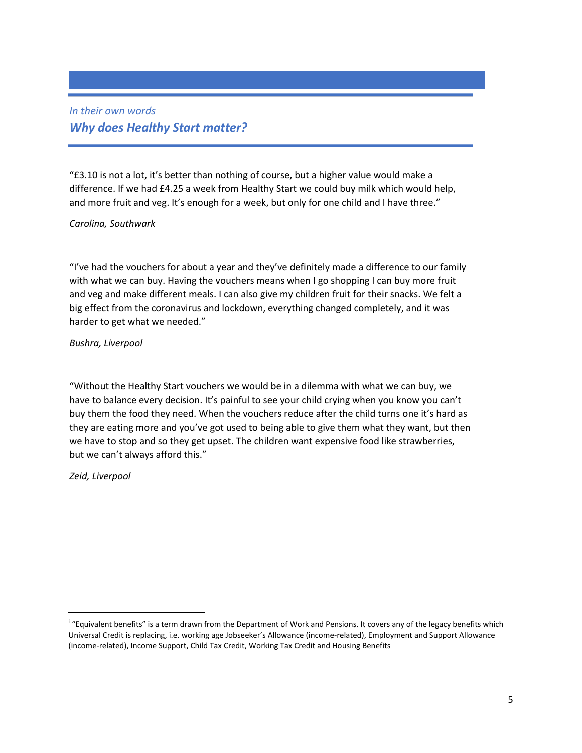*In their own words*

## ***Why does Healthy Start matter?***

"£3.10 is not a lot, it's better than nothing of course, but a higher value would make a difference. If we had £4.25 a week from Healthy Start we could buy milk which would help, and more fruit and veg. It's enough for a week, but only for one child and I have three."

*Carolina, Southwark*

"I've had the vouchers for about a year and they've definitely made a difference to our family with what we can buy. Having the vouchers means when I go shopping I can buy more fruit and veg and make different meals. I can also give my children fruit for their snacks. We felt a big effect from the coronavirus and lockdown, everything changed completely, and it was harder to get what we needed."

*Bushra, Liverpool*

"Without the Healthy Start vouchers we would be in a dilemma with what we can buy, we have to balance every decision. It's painful to see your child crying when you know you can't buy them the food they need. When the vouchers reduce after the child turns one it's hard as they are eating more and you've got used to being able to give them what they want, but then we have to stop and so they get upset. The children want expensive food like strawberries, but we can't always afford this."

*Zeid, Liverpool*

---

[i] "Equivalent benefits" is a term drawn from the Department of Work and Pensions. It covers any of the legacy benefits which Universal Credit is replacing, i.e. working age Jobseeker's Allowance (income-related), Employment and Support Allowance (income-related), Income Support, Child Tax Credit, Working Tax Credit and Housing Benefits